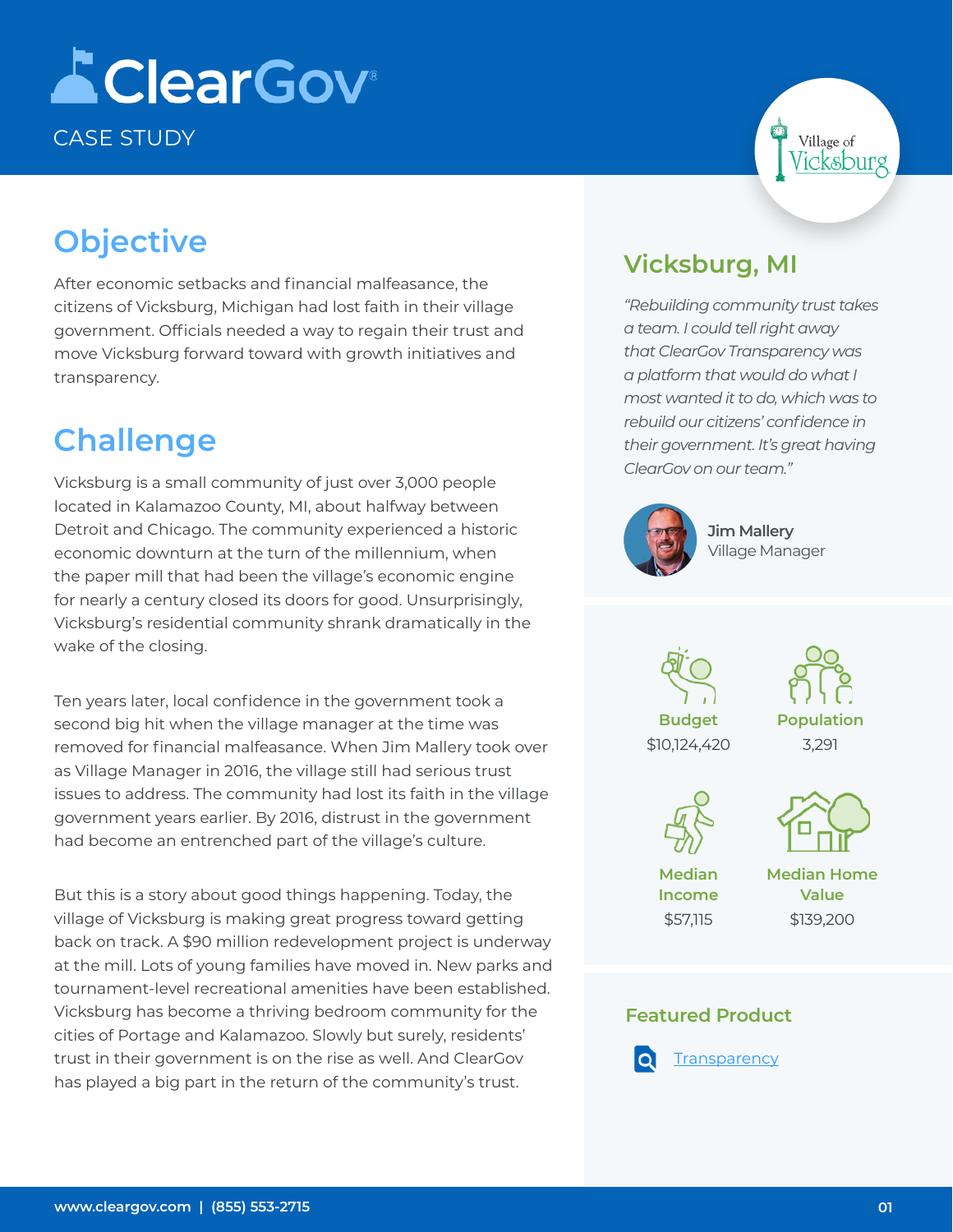# ClearGov

CASE STUDY

## Objective

After economic setbacks and financial malfeasance, the citizens of Vicksburg, Michigan had lost faith in their village government. Officials needed a way to regain their trust and move Vicksburg forward toward with growth initiatives and transparency.

## Challenge

Vicksburg is a small community of just over 3,000 people located in Kalamazoo County, MI, about halfway between Detroit and Chicago. The community experienced a historic economic downturn at the turn of the millennium, when the paper mill that had been the village's economic engine for nearly a century closed its doors for good. Unsurprisingly, Vicksburg's residential community shrank dramatically in the wake of the closing.

Ten years later, local confidence in the government took a second big hit when the village manager at the time was removed for financial malfeasance. When Jim Mallery took over as Village Manager in 2016, the village still had serious trust issues to address. The community had lost its faith in the village government years earlier. By 2016, distrust in the government had become an entrenched part of the village's culture.

But this is a story about good things happening. Today, the village of Vicksburg is making great progress toward getting back on track. A $90 million redevelopment project is underway at the mill. Lots of young families have moved in. New parks and tournament-level recreational amenities have been established. Vicksburg has become a thriving bedroom community for the cities of Portage and Kalamazoo. Slowly but surely, residents' trust in their government is on the rise as well. And ClearGov has played a big part in the return of the community's trust.

## Vicksburg, MI

*"Rebuilding community trust takes a team. I could tell right away that ClearGov Transparency was a platform that would do what I most wanted it to do, which was to rebuild our citizens' confidence in their government. It's great having ClearGov on our team."*

**Jim Mallery**
Village Manager

| Budget | Population | Median Income | Median Home Value |
|---|---|---|---|
| $10,124,420 | 3,291 | $57,115 | $139,200 |

### Featured Product

Transparency

www.cleargov.com | (855) 553-2715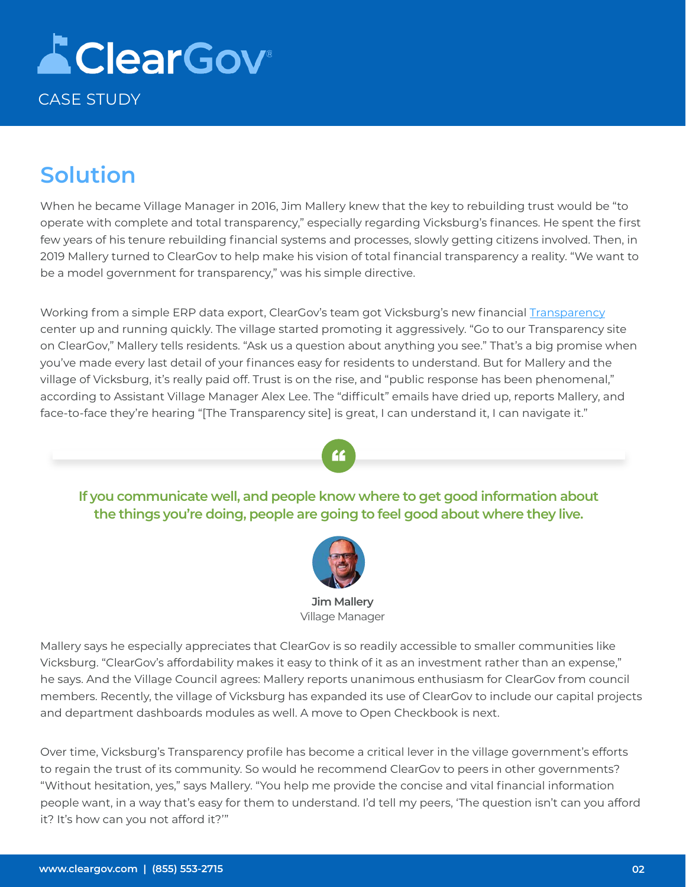ClearGov®

CASE STUDY

## Solution

When he became Village Manager in 2016, Jim Mallery knew that the key to rebuilding trust would be "to operate with complete and total transparency," especially regarding Vicksburg's finances. He spent the first few years of his tenure rebuilding financial systems and processes, slowly getting citizens involved. Then, in 2019 Mallery turned to ClearGov to help make his vision of total financial transparency a reality. "We want to be a model government for transparency," was his simple directive.

Working from a simple ERP data export, ClearGov's team got Vicksburg's new financial Transparency center up and running quickly. The village started promoting it aggressively. "Go to our Transparency site on ClearGov," Mallery tells residents. "Ask us a question about anything you see." That's a big promise when you've made every last detail of your finances easy for residents to understand. But for Mallery and the village of Vicksburg, it's really paid off. Trust is on the rise, and "public response has been phenomenal," according to Assistant Village Manager Alex Lee. The "difficult" emails have dried up, reports Mallery, and face-to-face they're hearing "[The Transparency site] is great, I can understand it, I can navigate it."

> **If you communicate well, and people know where to get good information about the things you're doing, people are going to feel good about where they live.**
>
> **Jim Mallery**
> Village Manager

Mallery says he especially appreciates that ClearGov is so readily accessible to smaller communities like Vicksburg. "ClearGov's affordability makes it easy to think of it as an investment rather than an expense," he says. And the Village Council agrees: Mallery reports unanimous enthusiasm for ClearGov from council members. Recently, the village of Vicksburg has expanded its use of ClearGov to include our capital projects and department dashboards modules as well. A move to Open Checkbook is next.

Over time, Vicksburg's Transparency profile has become a critical lever in the village government's efforts to regain the trust of its community. So would he recommend ClearGov to peers in other governments? "Without hesitation, yes," says Mallery. "You help me provide the concise and vital financial information people want, in a way that's easy for them to understand. I'd tell my peers, 'The question isn't can you afford it? It's how can you not afford it?'"

**www.cleargov.com | (855) 553-2715**